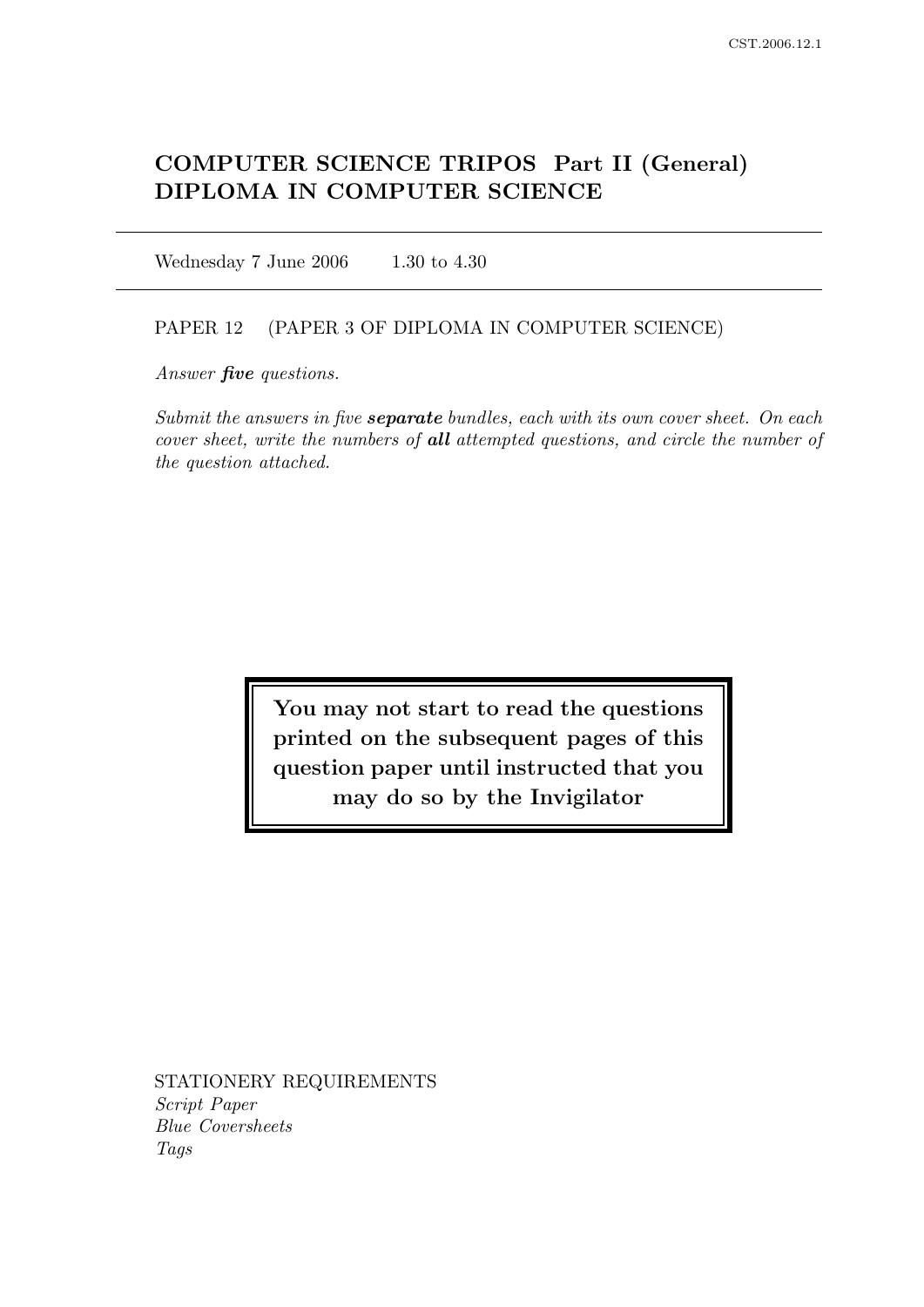# COMPUTER SCIENCE TRIPOS Part II (General)
# DIPLOMA IN COMPUTER SCIENCE

Wednesday 7 June 2006 1.30 to 4.30

PAPER 12 (PAPER 3 OF DIPLOMA IN COMPUTER SCIENCE)

*Answer **five** questions.*

*Submit the answers in five **separate** bundles, each with its own cover sheet. On each cover sheet, write the numbers of **all** attempted questions, and circle the number of the question attached.*

**You may not start to read the questions printed on the subsequent pages of this question paper until instructed that you may do so by the Invigilator**

STATIONERY REQUIREMENTS

*Script Paper*

*Blue Coversheets*

*Tags*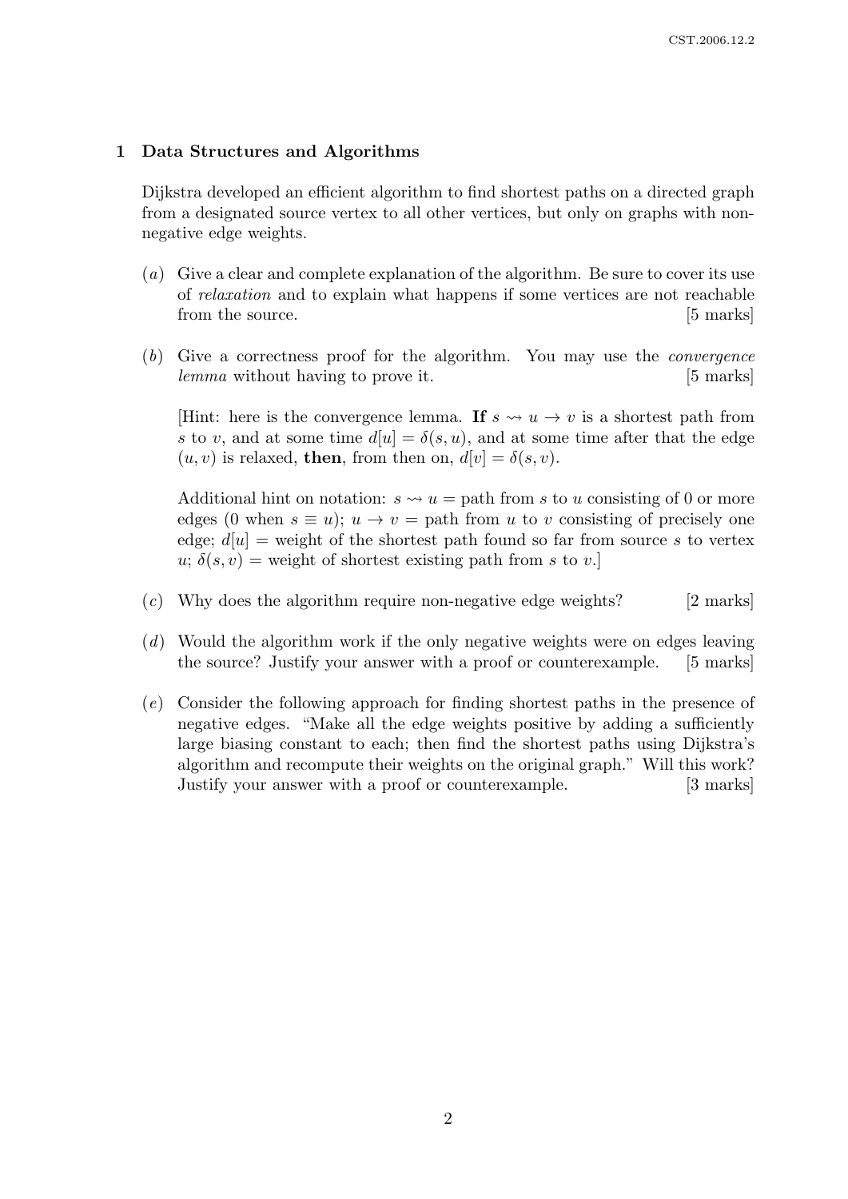## 1 Data Structures and Algorithms

Dijkstra developed an efficient algorithm to find shortest paths on a directed graph from a designated source vertex to all other vertices, but only on graphs with non-negative edge weights.

(*a*) Give a clear and complete explanation of the algorithm. Be sure to cover its use of *relaxation* and to explain what happens if some vertices are not reachable from the source. [5 marks]

(*b*) Give a correctness proof for the algorithm. You may use the *convergence lemma* without having to prove it. [5 marks]

[Hint: here is the convergence lemma. **If** $s \rightsquigarrow u \rightarrow v$ is a shortest path from $s$ to $v$, and at some time $d[u] = \delta(s, u)$, and at some time after that the edge $(u, v)$ is relaxed, **then**, from then on, $d[v] = \delta(s, v)$.

Additional hint on notation: $s \rightsquigarrow u$ = path from $s$ to $u$ consisting of 0 or more edges (0 when $s \equiv u$); $u \rightarrow v$ = path from $u$ to $v$ consisting of precisely one edge; $d[u]$ = weight of the shortest path found so far from source $s$ to vertex $u$; $\delta(s, v)$ = weight of shortest existing path from $s$ to $v$.]

(*c*) Why does the algorithm require non-negative edge weights? [2 marks]

(*d*) Would the algorithm work if the only negative weights were on edges leaving the source? Justify your answer with a proof or counterexample. [5 marks]

(*e*) Consider the following approach for finding shortest paths in the presence of negative edges. "Make all the edge weights positive by adding a sufficiently large biasing constant to each; then find the shortest paths using Dijkstra's algorithm and recompute their weights on the original graph." Will this work? Justify your answer with a proof or counterexample. [3 marks]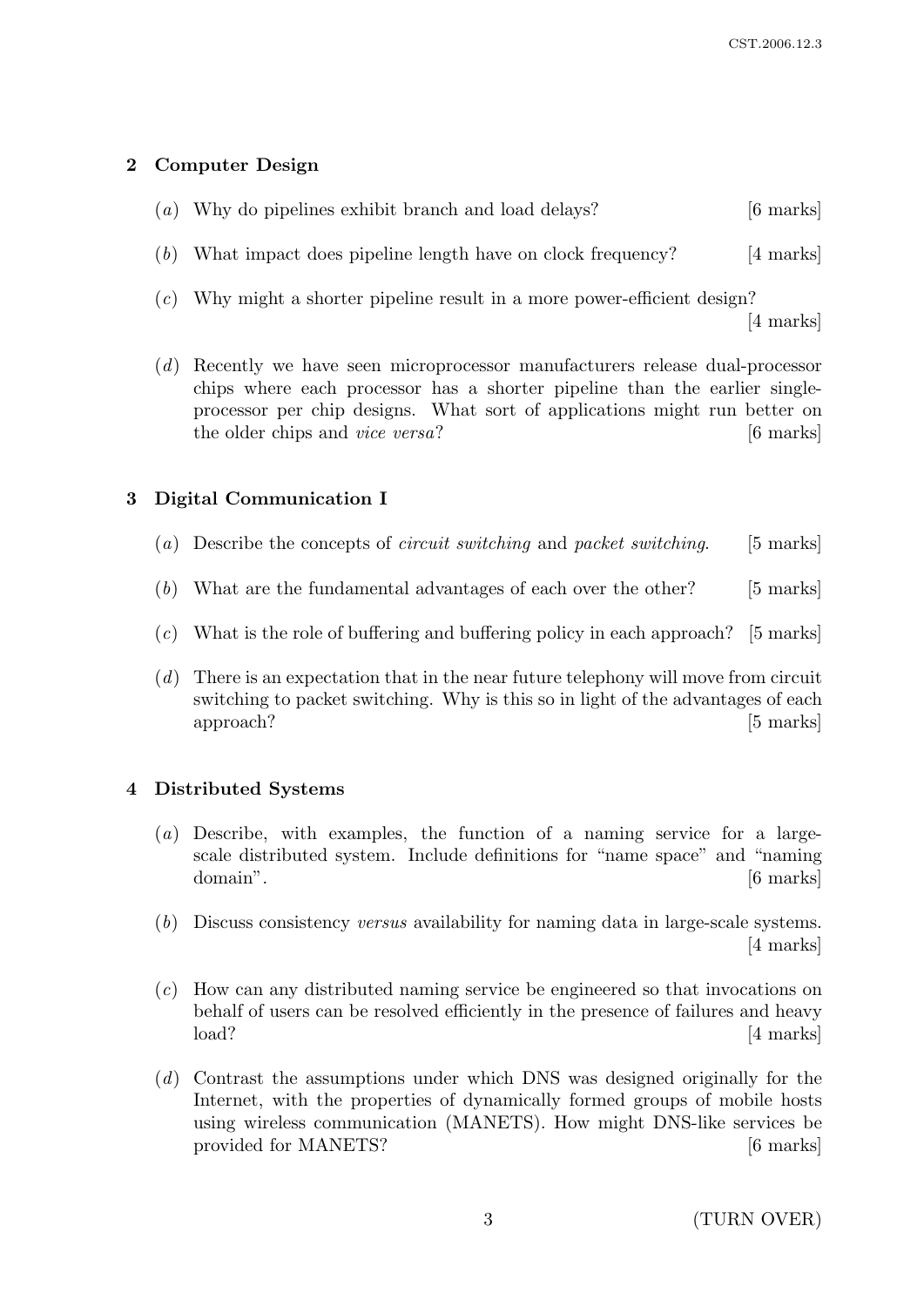## 2 Computer Design

(*a*) Why do pipelines exhibit branch and load delays? [6 marks]

(*b*) What impact does pipeline length have on clock frequency? [4 marks]

(*c*) Why might a shorter pipeline result in a more power-efficient design? [4 marks]

(*d*) Recently we have seen microprocessor manufacturers release dual-processor chips where each processor has a shorter pipeline than the earlier single-processor per chip designs. What sort of applications might run better on the older chips and *vice versa*? [6 marks]

## 3 Digital Communication I

(*a*) Describe the concepts of *circuit switching* and *packet switching*. [5 marks]

(*b*) What are the fundamental advantages of each over the other? [5 marks]

(*c*) What is the role of buffering and buffering policy in each approach? [5 marks]

(*d*) There is an expectation that in the near future telephony will move from circuit switching to packet switching. Why is this so in light of the advantages of each approach? [5 marks]

## 4 Distributed Systems

(*a*) Describe, with examples, the function of a naming service for a large-scale distributed system. Include definitions for "name space" and "naming domain". [6 marks]

(*b*) Discuss consistency *versus* availability for naming data in large-scale systems. [4 marks]

(*c*) How can any distributed naming service be engineered so that invocations on behalf of users can be resolved efficiently in the presence of failures and heavy load? [4 marks]

(*d*) Contrast the assumptions under which DNS was designed originally for the Internet, with the properties of dynamically formed groups of mobile hosts using wireless communication (MANETS). How might DNS-like services be provided for MANETS? [6 marks]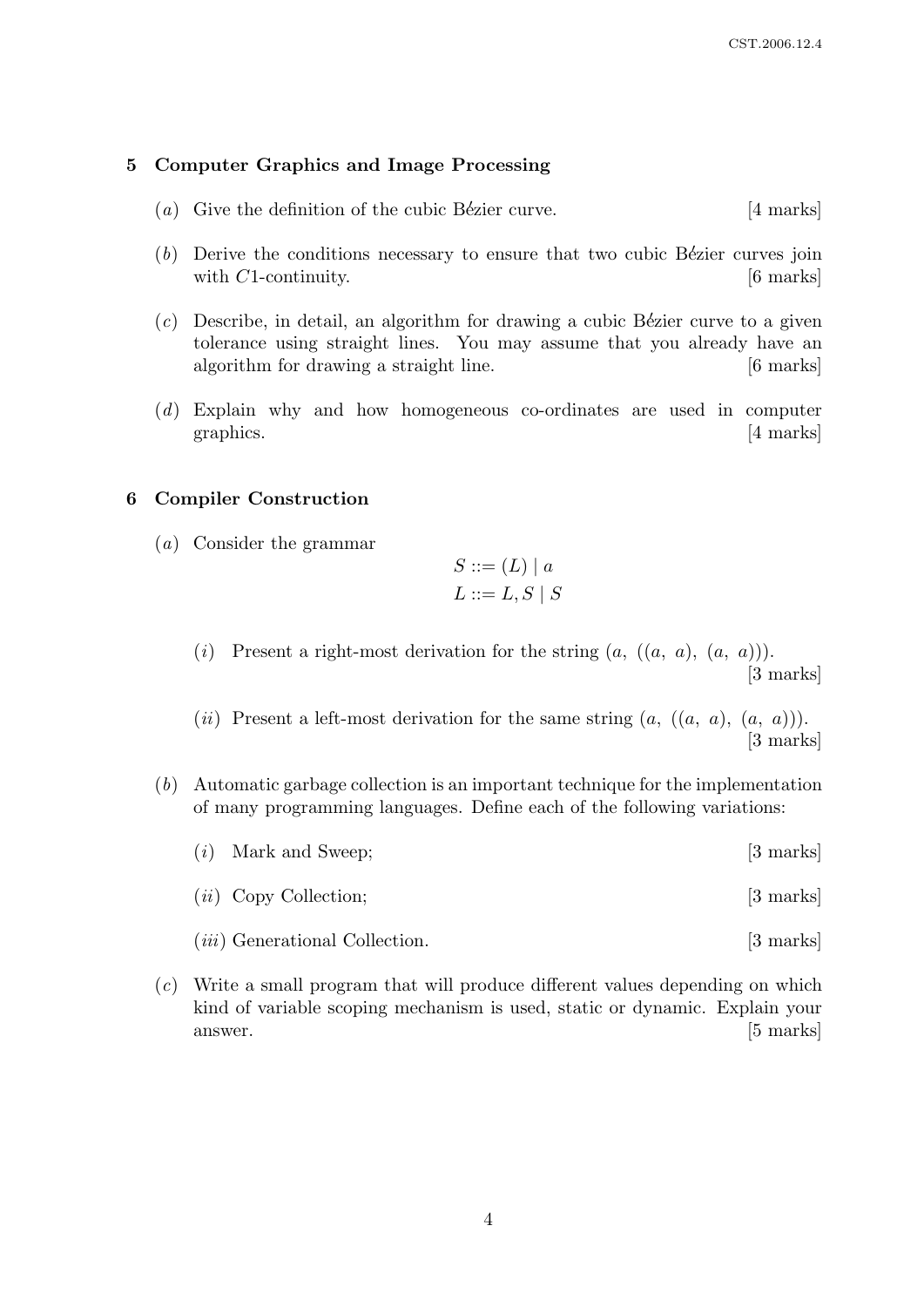## 5 Computer Graphics and Image Processing

(*a*) Give the definition of the cubic Bézier curve. [4 marks]

(*b*) Derive the conditions necessary to ensure that two cubic Bézier curves join with $C1$-continuity. [6 marks]

(*c*) Describe, in detail, an algorithm for drawing a cubic Bézier curve to a given tolerance using straight lines. You may assume that you already have an algorithm for drawing a straight line. [6 marks]

(*d*) Explain why and how homogeneous co-ordinates are used in computer graphics. [4 marks]

## 6 Compiler Construction

(*a*) Consider the grammar

$$S ::= (L) \mid a$$
$$L ::= L, S \mid S$$

(*i*) Present a right-most derivation for the string $(a,\ ((a,\ a),\ (a,\ a)))$. [3 marks]

(*ii*) Present a left-most derivation for the same string $(a,\ ((a,\ a),\ (a,\ a)))$. [3 marks]

(*b*) Automatic garbage collection is an important technique for the implementation of many programming languages. Define each of the following variations:

(*i*) Mark and Sweep; [3 marks]

(*ii*) Copy Collection; [3 marks]

(*iii*) Generational Collection. [3 marks]

(*c*) Write a small program that will produce different values depending on which kind of variable scoping mechanism is used, static or dynamic. Explain your answer. [5 marks]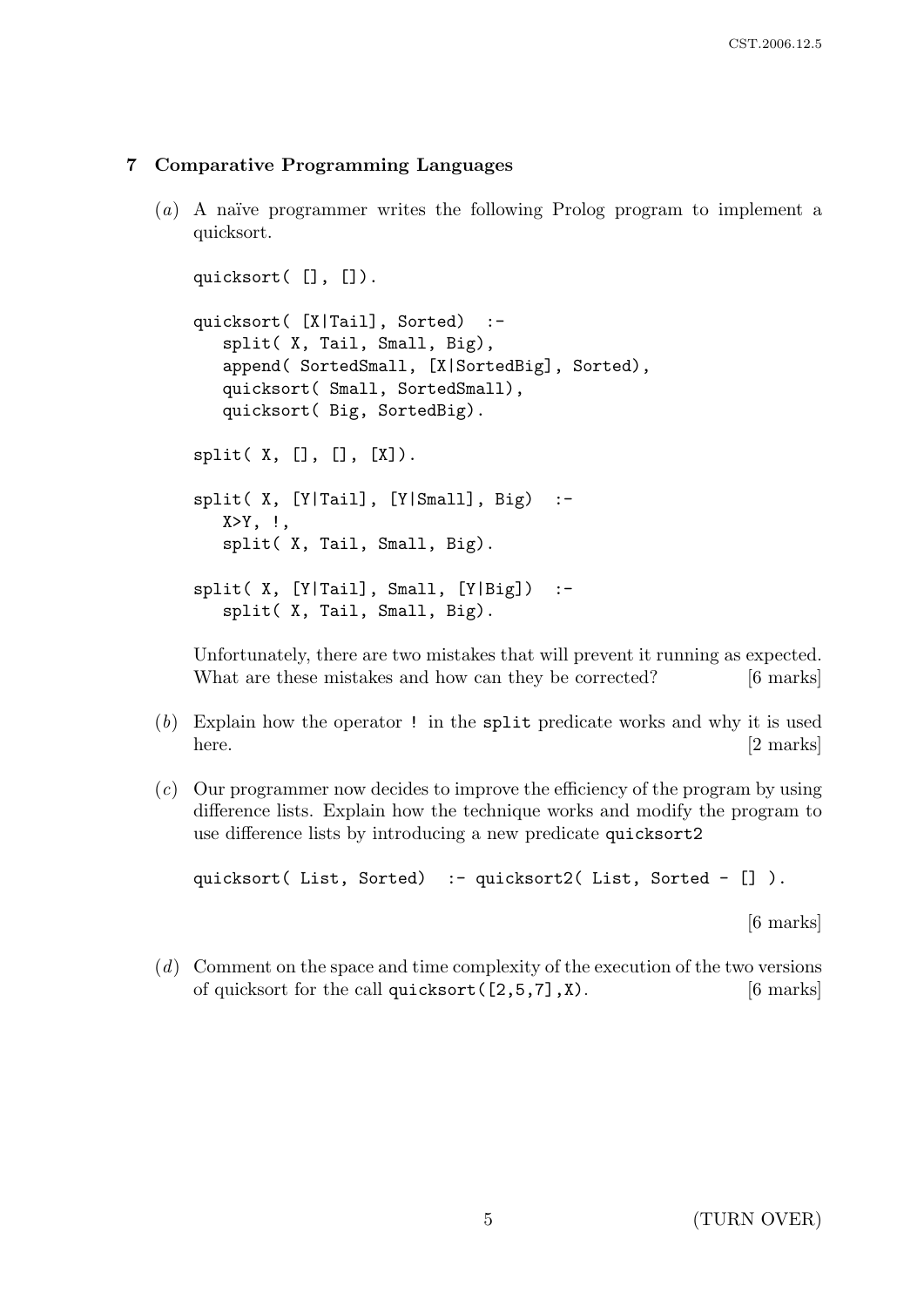## 7 Comparative Programming Languages

(*a*) A naïve programmer writes the following Prolog program to implement a quicksort.

```
quicksort( [], []).

quicksort( [X|Tail], Sorted)  :-
   split( X, Tail, Small, Big),
   append( SortedSmall, [X|SortedBig], Sorted),
   quicksort( Small, SortedSmall),
   quicksort( Big, SortedBig).

split( X, [], [], [X]).

split( X, [Y|Tail], [Y|Small], Big)  :-
   X>Y, !,
   split( X, Tail, Small, Big).

split( X, [Y|Tail], Small, [Y|Big])  :-
   split( X, Tail, Small, Big).
```

Unfortunately, there are two mistakes that will prevent it running as expected. What are these mistakes and how can they be corrected? [6 marks]

(*b*) Explain how the operator `!` in the `split` predicate works and why it is used here. [2 marks]

(*c*) Our programmer now decides to improve the efficiency of the program by using difference lists. Explain how the technique works and modify the program to use difference lists by introducing a new predicate `quicksort2`

```
quicksort( List, Sorted)  :- quicksort2( List, Sorted - [] ).
```

[6 marks]

(*d*) Comment on the space and time complexity of the execution of the two versions of quicksort for the call `quicksort([2,5,7],X)`. [6 marks]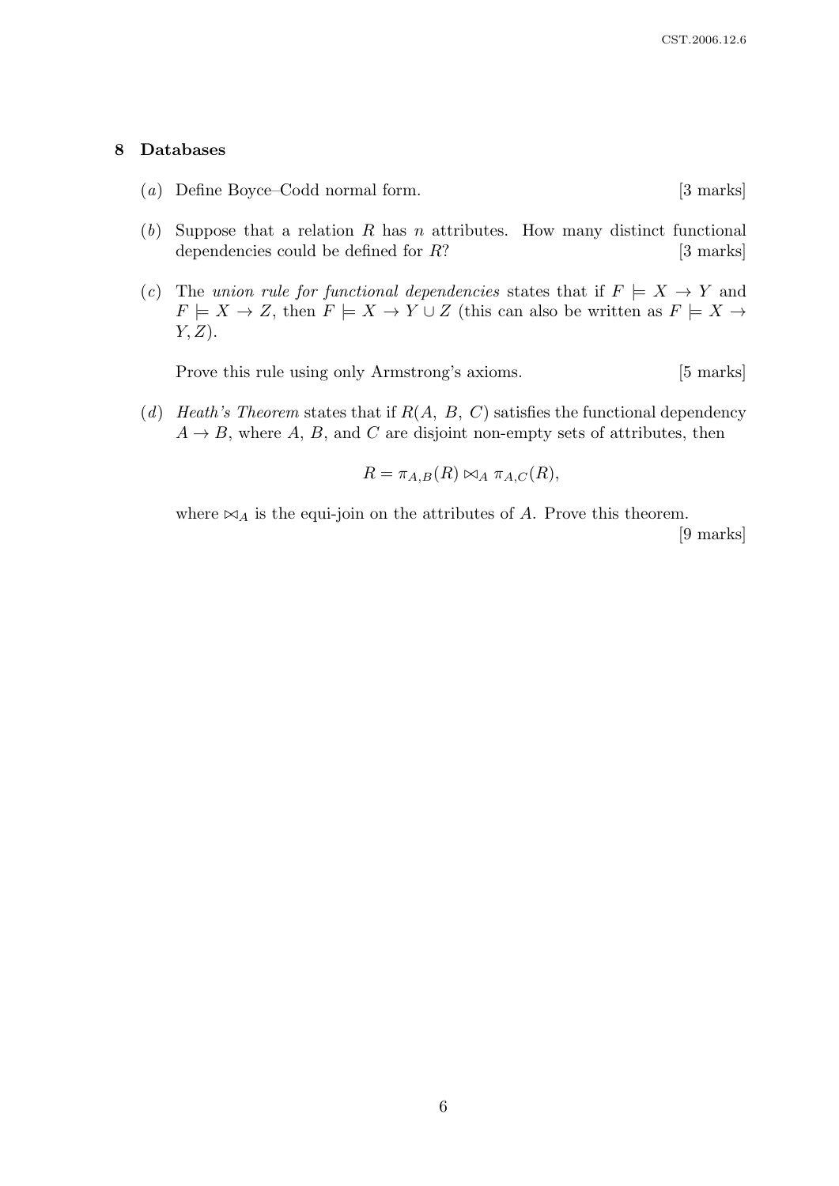## 8 Databases

(*a*) Define Boyce–Codd normal form. [3 marks]

(*b*) Suppose that a relation $R$ has $n$ attributes. How many distinct functional dependencies could be defined for $R$? [3 marks]

(*c*) The *union rule for functional dependencies* states that if $F \models X \rightarrow Y$ and $F \models X \rightarrow Z$, then $F \models X \rightarrow Y \cup Z$ (this can also be written as $F \models X \rightarrow Y, Z$).

Prove this rule using only Armstrong's axioms. [5 marks]

(*d*) *Heath's Theorem* states that if $R(A,\ B,\ C)$ satisfies the functional dependency $A \rightarrow B$, where $A$, $B$, and $C$ are disjoint non-empty sets of attributes, then

$$R = \pi_{A,B}(R) \bowtie_A \pi_{A,C}(R),$$

where $\bowtie_A$ is the equi-join on the attributes of $A$. Prove this theorem. [9 marks]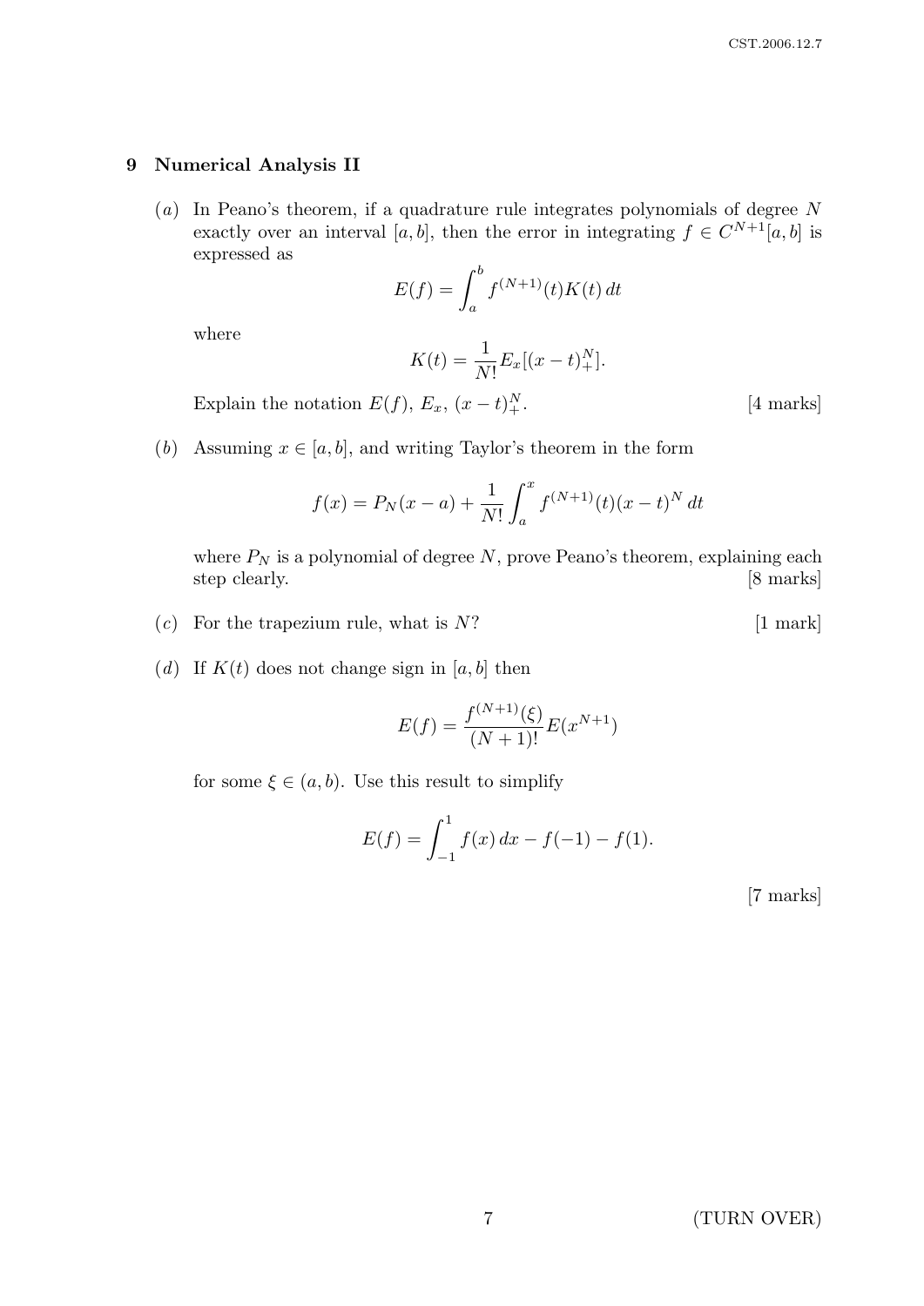## 9 Numerical Analysis II

(*a*) In Peano's theorem, if a quadrature rule integrates polynomials of degree $N$ exactly over an interval $[a, b]$, then the error in integrating $f \in C^{N+1}[a, b]$ is expressed as

$$E(f) = \int_a^b f^{(N+1)}(t) K(t)\, dt$$

where

$$K(t) = \frac{1}{N!} E_x[(x - t)_+^N].$$

Explain the notation $E(f)$, $E_x$, $(x - t)_+^N$. [4 marks]

(*b*) Assuming $x \in [a, b]$, and writing Taylor's theorem in the form

$$f(x) = P_N(x - a) + \frac{1}{N!} \int_a^x f^{(N+1)}(t)(x - t)^N\, dt$$

where $P_N$ is a polynomial of degree $N$, prove Peano's theorem, explaining each step clearly. [8 marks]

(*c*) For the trapezium rule, what is $N$? [1 mark]

(*d*) If $K(t)$ does not change sign in $[a, b]$ then

$$E(f) = \frac{f^{(N+1)}(\xi)}{(N+1)!} E(x^{N+1})$$

for some $\xi \in (a, b)$. Use this result to simplify

$$E(f) = \int_{-1}^{1} f(x)\, dx - f(-1) - f(1).$$

[7 marks]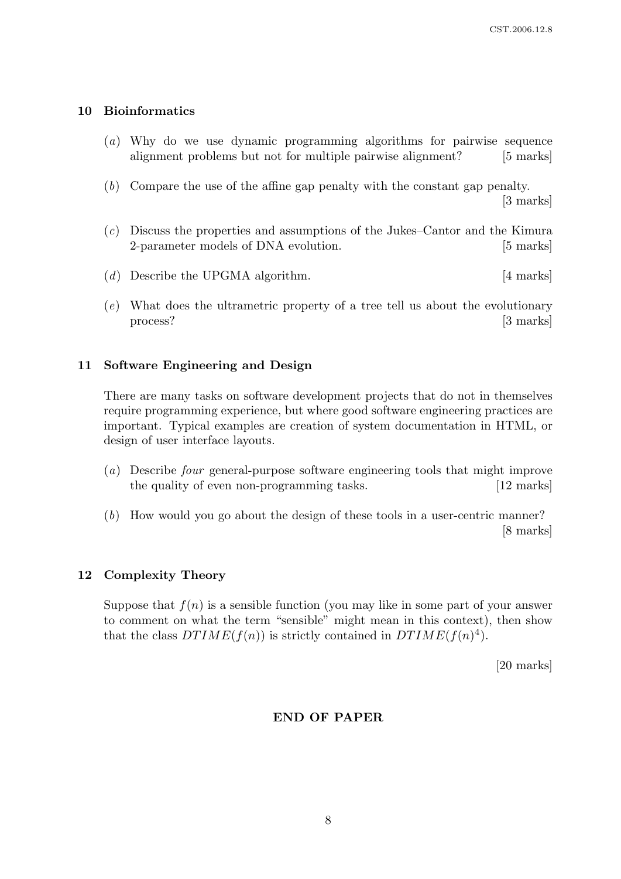## 10 Bioinformatics

(*a*) Why do we use dynamic programming algorithms for pairwise sequence alignment problems but not for multiple pairwise alignment? [5 marks]

(*b*) Compare the use of the affine gap penalty with the constant gap penalty. [3 marks]

(*c*) Discuss the properties and assumptions of the Jukes–Cantor and the Kimura 2-parameter models of DNA evolution. [5 marks]

(*d*) Describe the UPGMA algorithm. [4 marks]

(*e*) What does the ultrametric property of a tree tell us about the evolutionary process? [3 marks]

## 11 Software Engineering and Design

There are many tasks on software development projects that do not in themselves require programming experience, but where good software engineering practices are important. Typical examples are creation of system documentation in HTML, or design of user interface layouts.

(*a*) Describe *four* general-purpose software engineering tools that might improve the quality of even non-programming tasks. [12 marks]

(*b*) How would you go about the design of these tools in a user-centric manner? [8 marks]

## 12 Complexity Theory

Suppose that $f(n)$ is a sensible function (you may like in some part of your answer to comment on what the term "sensible" might mean in this context), then show that the class $DTIME(f(n))$ is strictly contained in $DTIME(f(n)^4)$.

[20 marks]

**END OF PAPER**